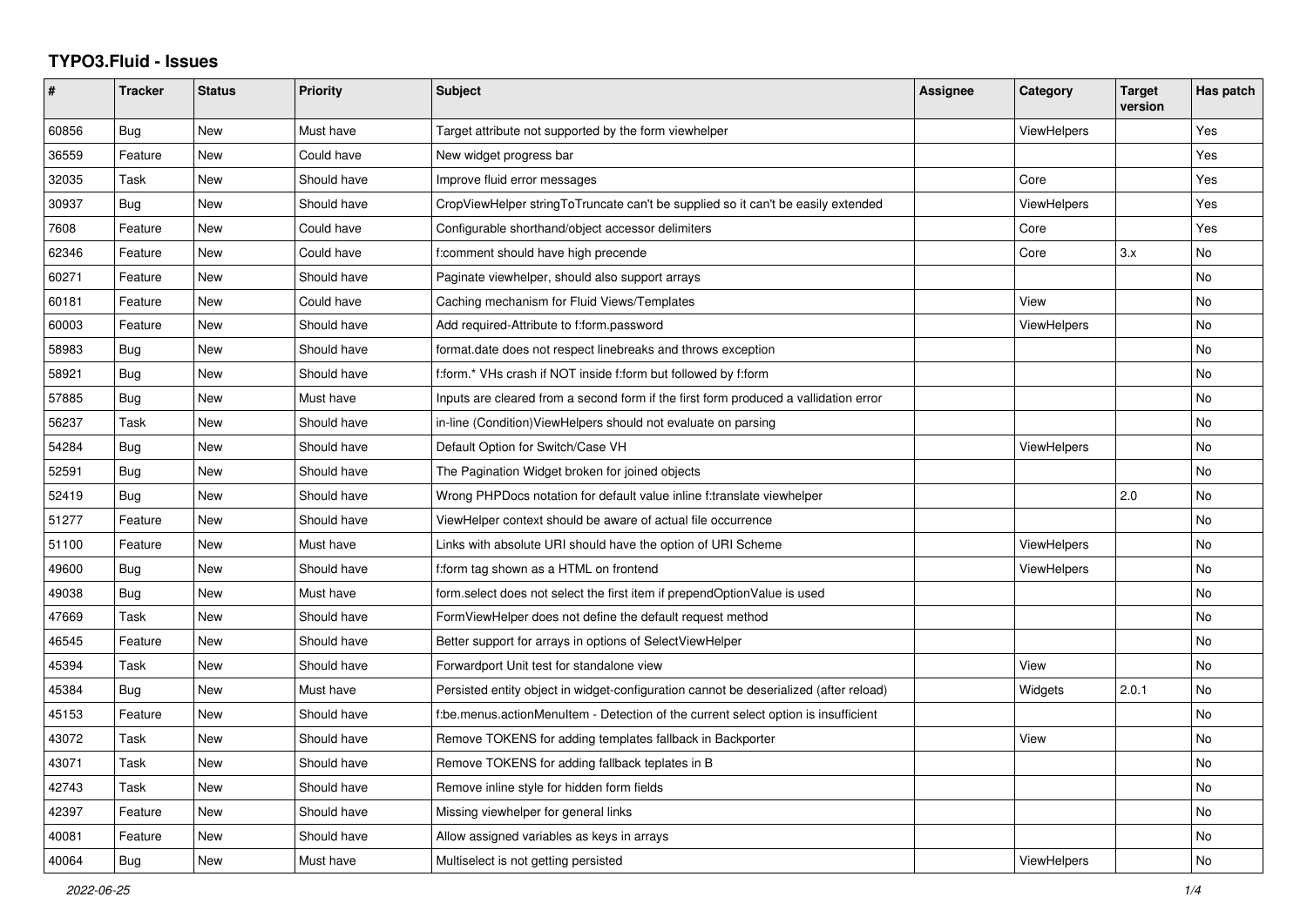# TYPO3.Fluid - Issues

| # | Tracker | Status | Priority | Subject | Assignee | Category | Target version | Has patch |
|---|---|---|---|---|---|---|---|---|
| 60856 | Bug | New | Must have | Target attribute not supported by the form viewhelper | | ViewHelpers | | Yes |
| 36559 | Feature | New | Could have | New widget progress bar | | | | Yes |
| 32035 | Task | New | Should have | Improve fluid error messages | | Core | | Yes |
| 30937 | Bug | New | Should have | CropViewHelper stringToTruncate can't be supplied so it can't be easily extended | | ViewHelpers | | Yes |
| 7608 | Feature | New | Could have | Configurable shorthand/object accessor delimiters | | Core | | Yes |
| 62346 | Feature | New | Could have | f:comment should have high precende | | Core | 3.x | No |
| 60271 | Feature | New | Should have | Paginate viewhelper, should also support arrays | | | | No |
| 60181 | Feature | New | Could have | Caching mechanism for Fluid Views/Templates | | View | | No |
| 60003 | Feature | New | Should have | Add required-Attribute to f:form.password | | ViewHelpers | | No |
| 58983 | Bug | New | Should have | format.date does not respect linebreaks and throws exception | | | | No |
| 58921 | Bug | New | Should have | f:form.* VHs crash if NOT inside f:form but followed by f:form | | | | No |
| 57885 | Bug | New | Must have | Inputs are cleared from a second form if the first form produced a vallidation error | | | | No |
| 56237 | Task | New | Should have | in-line (Condition)ViewHelpers should not evaluate on parsing | | | | No |
| 54284 | Bug | New | Should have | Default Option for Switch/Case VH | | ViewHelpers | | No |
| 52591 | Bug | New | Should have | The Pagination Widget broken for joined objects | | | | No |
| 52419 | Bug | New | Should have | Wrong PHPDocs notation for default value inline f:translate viewhelper | | | 2.0 | No |
| 51277 | Feature | New | Should have | ViewHelper context should be aware of actual file occurrence | | | | No |
| 51100 | Feature | New | Must have | Links with absolute URI should have the option of URI Scheme | | ViewHelpers | | No |
| 49600 | Bug | New | Should have | f:form tag shown as a HTML on frontend | | ViewHelpers | | No |
| 49038 | Bug | New | Must have | form.select does not select the first item if prependOptionValue is used | | | | No |
| 47669 | Task | New | Should have | FormViewHelper does not define the default request method | | | | No |
| 46545 | Feature | New | Should have | Better support for arrays in options of SelectViewHelper | | | | No |
| 45394 | Task | New | Should have | Forwardport Unit test for standalone view | | View | | No |
| 45384 | Bug | New | Must have | Persisted entity object in widget-configuration cannot be deserialized (after reload) | | Widgets | 2.0.1 | No |
| 45153 | Feature | New | Should have | f:be.menus.actionMenuItem - Detection of the current select option is insufficient | | | | No |
| 43072 | Task | New | Should have | Remove TOKENS for adding templates fallback in Backporter | | View | | No |
| 43071 | Task | New | Should have | Remove TOKENS for adding fallback teplates in B | | | | No |
| 42743 | Task | New | Should have | Remove inline style for hidden form fields | | | | No |
| 42397 | Feature | New | Should have | Missing viewhelper for general links | | | | No |
| 40081 | Feature | New | Should have | Allow assigned variables as keys in arrays | | | | No |
| 40064 | Bug | New | Must have | Multiselect is not getting persisted | | ViewHelpers | | No |

*2022-06-25*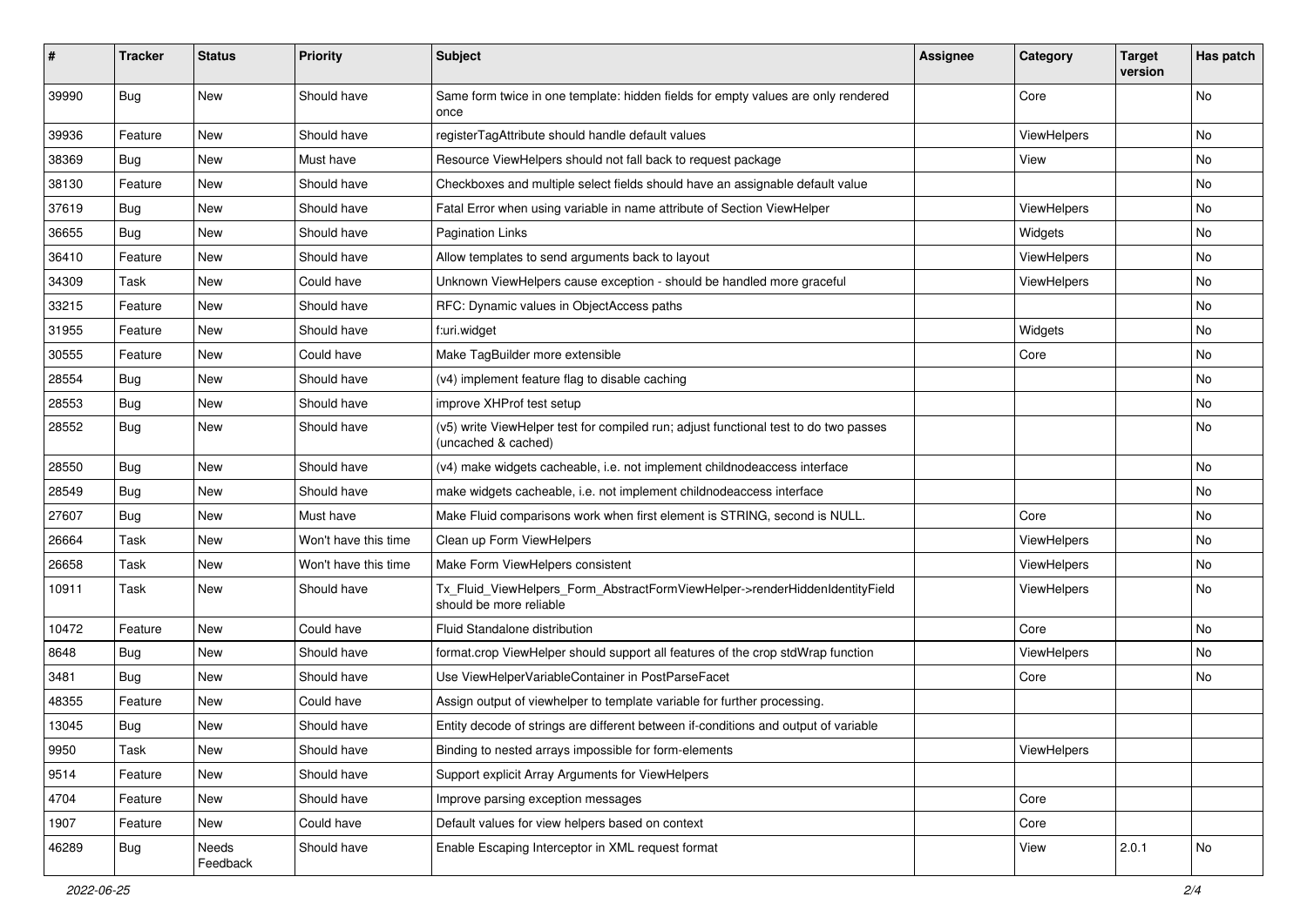| # | Tracker | Status | Priority | Subject | Assignee | Category | Target version | Has patch |
|---|---|---|---|---|---|---|---|---|
| 39990 | Bug | New | Should have | Same form twice in one template: hidden fields for empty values are only rendered once | | Core | | No |
| 39936 | Feature | New | Should have | registerTagAttribute should handle default values | | ViewHelpers | | No |
| 38369 | Bug | New | Must have | Resource ViewHelpers should not fall back to request package | | View | | No |
| 38130 | Feature | New | Should have | Checkboxes and multiple select fields should have an assignable default value | | | | No |
| 37619 | Bug | New | Should have | Fatal Error when using variable in name attribute of Section ViewHelper | | ViewHelpers | | No |
| 36655 | Bug | New | Should have | Pagination Links | | Widgets | | No |
| 36410 | Feature | New | Should have | Allow templates to send arguments back to layout | | ViewHelpers | | No |
| 34309 | Task | New | Could have | Unknown ViewHelpers cause exception - should be handled more graceful | | ViewHelpers | | No |
| 33215 | Feature | New | Should have | RFC: Dynamic values in ObjectAccess paths | | | | No |
| 31955 | Feature | New | Should have | f:uri.widget | | Widgets | | No |
| 30555 | Feature | New | Could have | Make TagBuilder more extensible | | Core | | No |
| 28554 | Bug | New | Should have | (v4) implement feature flag to disable caching | | | | No |
| 28553 | Bug | New | Should have | improve XHProf test setup | | | | No |
| 28552 | Bug | New | Should have | (v5) write ViewHelper test for compiled run; adjust functional test to do two passes (uncached & cached) | | | | No |
| 28550 | Bug | New | Should have | (v4) make widgets cacheable, i.e. not implement childnodeaccess interface | | | | No |
| 28549 | Bug | New | Should have | make widgets cacheable, i.e. not implement childnodeaccess interface | | | | No |
| 27607 | Bug | New | Must have | Make Fluid comparisons work when first element is STRING, second is NULL. | | Core | | No |
| 26664 | Task | New | Won't have this time | Clean up Form ViewHelpers | | ViewHelpers | | No |
| 26658 | Task | New | Won't have this time | Make Form ViewHelpers consistent | | ViewHelpers | | No |
| 10911 | Task | New | Should have | Tx_Fluid_ViewHelpers_Form_AbstractFormViewHelper->renderHiddenIdentityField should be more reliable | | ViewHelpers | | No |
| 10472 | Feature | New | Could have | Fluid Standalone distribution | | Core | | No |
| 8648 | Bug | New | Should have | format.crop ViewHelper should support all features of the crop stdWrap function | | ViewHelpers | | No |
| 3481 | Bug | New | Should have | Use ViewHelperVariableContainer in PostParseFacet | | Core | | No |
| 48355 | Feature | New | Could have | Assign output of viewhelper to template variable for further processing. | | | | |
| 13045 | Bug | New | Should have | Entity decode of strings are different between if-conditions and output of variable | | | | |
| 9950 | Task | New | Should have | Binding to nested arrays impossible for form-elements | | ViewHelpers | | |
| 9514 | Feature | New | Should have | Support explicit Array Arguments for ViewHelpers | | | | |
| 4704 | Feature | New | Should have | Improve parsing exception messages | | Core | | |
| 1907 | Feature | New | Could have | Default values for view helpers based on context | | Core | | |
| 46289 | Bug | Needs Feedback | Should have | Enable Escaping Interceptor in XML request format | | View | 2.0.1 | No |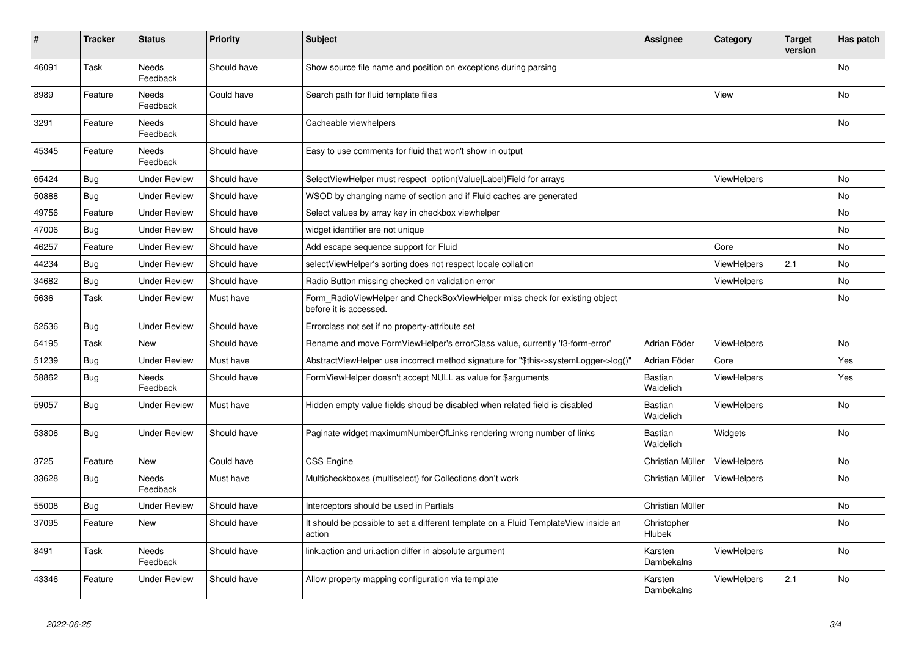| # | Tracker | Status | Priority | Subject | Assignee | Category | Target version | Has patch |
|---|---|---|---|---|---|---|---|---|
| 46091 | Task | Needs Feedback | Should have | Show source file name and position on exceptions during parsing | | | | No |
| 8989 | Feature | Needs Feedback | Could have | Search path for fluid template files | | View | | No |
| 3291 | Feature | Needs Feedback | Should have | Cacheable viewhelpers | | | | No |
| 45345 | Feature | Needs Feedback | Should have | Easy to use comments for fluid that won't show in output | | | | |
| 65424 | Bug | Under Review | Should have | SelectViewHelper must respect option(Value\|Label)Field for arrays | | ViewHelpers | | No |
| 50888 | Bug | Under Review | Should have | WSOD by changing name of section and if Fluid caches are generated | | | | No |
| 49756 | Feature | Under Review | Should have | Select values by array key in checkbox viewhelper | | | | No |
| 47006 | Bug | Under Review | Should have | widget identifier are not unique | | | | No |
| 46257 | Feature | Under Review | Should have | Add escape sequence support for Fluid | | Core | | No |
| 44234 | Bug | Under Review | Should have | selectViewHelper's sorting does not respect locale collation | | ViewHelpers | 2.1 | No |
| 34682 | Bug | Under Review | Should have | Radio Button missing checked on validation error | | ViewHelpers | | No |
| 5636 | Task | Under Review | Must have | Form_RadioViewHelper and CheckBoxViewHelper miss check for existing object before it is accessed. | | | | No |
| 52536 | Bug | Under Review | Should have | Errorclass not set if no property-attribute set | | | | |
| 54195 | Task | New | Should have | Rename and move FormViewHelper's errorClass value, currently 'f3-form-error' | Adrian Föder | ViewHelpers | | No |
| 51239 | Bug | Under Review | Must have | AbstractViewHelper use incorrect method signature for "$this->systemLogger->log()" | Adrian Föder | Core | | Yes |
| 58862 | Bug | Needs Feedback | Should have | FormViewHelper doesn't accept NULL as value for $arguments | Bastian Waidelich | ViewHelpers | | Yes |
| 59057 | Bug | Under Review | Must have | Hidden empty value fields shoud be disabled when related field is disabled | Bastian Waidelich | ViewHelpers | | No |
| 53806 | Bug | Under Review | Should have | Paginate widget maximumNumberOfLinks rendering wrong number of links | Bastian Waidelich | Widgets | | No |
| 3725 | Feature | New | Could have | CSS Engine | Christian Müller | ViewHelpers | | No |
| 33628 | Bug | Needs Feedback | Must have | Multicheckboxes (multiselect) for Collections don't work | Christian Müller | ViewHelpers | | No |
| 55008 | Bug | Under Review | Should have | Interceptors should be used in Partials | Christian Müller | | | No |
| 37095 | Feature | New | Should have | It should be possible to set a different template on a Fluid TemplateView inside an action | Christopher Hlubek | | | No |
| 8491 | Task | Needs Feedback | Should have | link.action and uri.action differ in absolute argument | Karsten Dambekalns | ViewHelpers | | No |
| 43346 | Feature | Under Review | Should have | Allow property mapping configuration via template | Karsten Dambekalns | ViewHelpers | 2.1 | No |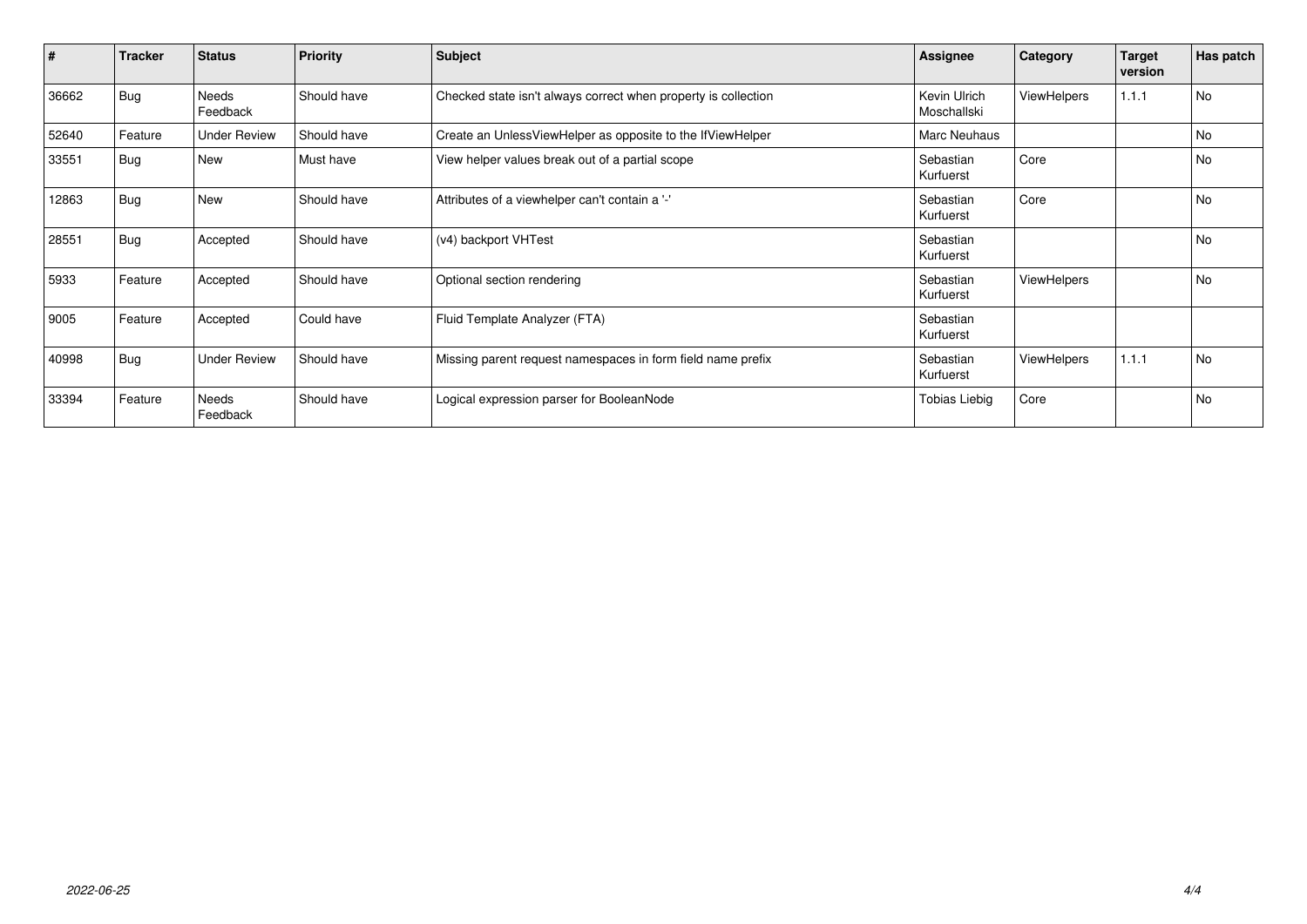| # | Tracker | Status | Priority | Subject | Assignee | Category | Target version | Has patch |
|---|---|---|---|---|---|---|---|---|
| 36662 | Bug | Needs Feedback | Should have | Checked state isn't always correct when property is collection | Kevin Ulrich Moschallski | ViewHelpers | 1.1.1 | No |
| 52640 | Feature | Under Review | Should have | Create an UnlessViewHelper as opposite to the IfViewHelper | Marc Neuhaus | | | No |
| 33551 | Bug | New | Must have | View helper values break out of a partial scope | Sebastian Kurfuerst | Core | | No |
| 12863 | Bug | New | Should have | Attributes of a viewhelper can't contain a '-' | Sebastian Kurfuerst | Core | | No |
| 28551 | Bug | Accepted | Should have | (v4) backport VHTest | Sebastian Kurfuerst | | | No |
| 5933 | Feature | Accepted | Should have | Optional section rendering | Sebastian Kurfuerst | ViewHelpers | | No |
| 9005 | Feature | Accepted | Could have | Fluid Template Analyzer (FTA) | Sebastian Kurfuerst | | | |
| 40998 | Bug | Under Review | Should have | Missing parent request namespaces in form field name prefix | Sebastian Kurfuerst | ViewHelpers | 1.1.1 | No |
| 33394 | Feature | Needs Feedback | Should have | Logical expression parser for BooleanNode | Tobias Liebig | Core | | No |

*2022-06-25*